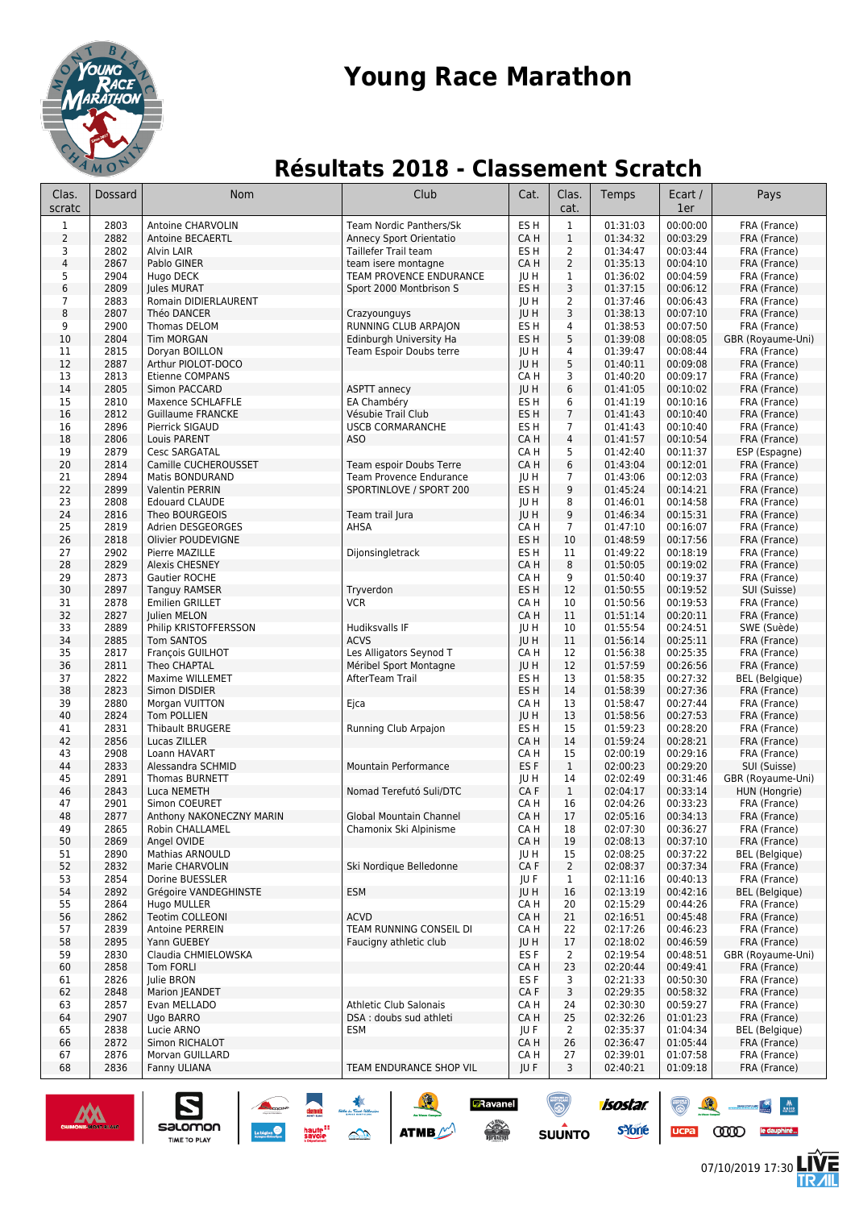# Young Race Marathon

## Résultats 2018 - Classement Scratch

| Clas. scratc | Dossard | Nom | Club | Cat. | Clas. cat. | Temps | Ecart / 1er | Pays |
|---|---|---|---|---|---|---|---|---|
| 1 | 2803 | Antoine CHARVOLIN | Team Nordic Panthers/Sk | ES H | 1 | 01:31:03 | 00:00:00 | FRA (France) |
| 2 | 2882 | Antoine BECAERTL | Annecy Sport Orientatio | CA H | 1 | 01:34:32 | 00:03:29 | FRA (France) |
| 3 | 2802 | Alvin LAIR | Taillefer Trail team | ES H | 2 | 01:34:47 | 00:03:44 | FRA (France) |
| 4 | 2867 | Pablo GINER | team isere montagne | CA H | 2 | 01:35:13 | 00:04:10 | FRA (France) |
| 5 | 2904 | Hugo DECK | TEAM PROVENCE ENDURANCE | JU H | 1 | 01:36:02 | 00:04:59 | FRA (France) |
| 6 | 2809 | Jules MURAT | Sport 2000 Montbrison S | ES H | 3 | 01:37:15 | 00:06:12 | FRA (France) |
| 7 | 2883 | Romain DIDIERLAURENT | | JU H | 2 | 01:37:46 | 00:06:43 | FRA (France) |
| 8 | 2807 | Théo DANCER | Crazyounguys | JU H | 3 | 01:38:13 | 00:07:10 | FRA (France) |
| 9 | 2900 | Thomas DELOM | RUNNING CLUB ARPAJON | ES H | 4 | 01:38:53 | 00:07:50 | FRA (France) |
| 10 | 2804 | Tim MORGAN | Edinburgh University Ha | ES H | 5 | 01:39:08 | 00:08:05 | GBR (Royaume-Uni) |
| 11 | 2815 | Doryan BOILLON | Team Espoir Doubs terre | JU H | 4 | 01:39:47 | 00:08:44 | FRA (France) |
| 12 | 2887 | Arthur PIOLOT-DOCO | | JU H | 5 | 01:40:11 | 00:09:08 | FRA (France) |
| 13 | 2813 | Etienne COMPANS | | CA H | 3 | 01:40:20 | 00:09:17 | FRA (France) |
| 14 | 2805 | Simon PACCARD | ASPTT annecy | JU H | 6 | 01:41:05 | 00:10:02 | FRA (France) |
| 15 | 2810 | Maxence SCHLAFFLE | EA Chambéry | ES H | 6 | 01:41:19 | 00:10:16 | FRA (France) |
| 16 | 2812 | Guillaume FRANCKE | Vésubie Trail Club | ES H | 7 | 01:41:43 | 00:10:40 | FRA (France) |
| 16 | 2896 | Pierrick SIGAUD | USCB CORMARANCHE | ES H | 7 | 01:41:43 | 00:10:40 | FRA (France) |
| 18 | 2806 | Louis PARENT | ASO | CA H | 4 | 01:41:57 | 00:10:54 | FRA (France) |
| 19 | 2879 | Cesc SARGATAL | | CA H | 5 | 01:42:40 | 00:11:37 | ESP (Espagne) |
| 20 | 2814 | Camille CUCHEROUSSET | Team espoir Doubs Terre | CA H | 6 | 01:43:04 | 00:12:01 | FRA (France) |
| 21 | 2894 | Matis BONDURAND | Team Provence Endurance | JU H | 7 | 01:43:06 | 00:12:03 | FRA (France) |
| 22 | 2899 | Valentin PERRIN | SPORTINLOVE / SPORT 200 | ES H | 9 | 01:45:24 | 00:14:21 | FRA (France) |
| 23 | 2808 | Edouard CLAUDE | | JU H | 8 | 01:46:01 | 00:14:58 | FRA (France) |
| 24 | 2816 | Theo BOURGEOIS | Team trail Jura | JU H | 9 | 01:46:34 | 00:15:31 | FRA (France) |
| 25 | 2819 | Adrien DESGEORGES | AHSA | CA H | 7 | 01:47:10 | 00:16:07 | FRA (France) |
| 26 | 2818 | Olivier POUDEVIGNE | | ES H | 10 | 01:48:59 | 00:17:56 | FRA (France) |
| 27 | 2902 | Pierre MAZILLE | Dijonsingletrack | ES H | 11 | 01:49:22 | 00:18:19 | FRA (France) |
| 28 | 2829 | Alexis CHESNEY | | CA H | 8 | 01:50:05 | 00:19:02 | FRA (France) |
| 29 | 2873 | Gautier ROCHE | | CA H | 9 | 01:50:40 | 00:19:37 | FRA (France) |
| 30 | 2897 | Tanguy RAMSER | Tryverdon | ES H | 12 | 01:50:55 | 00:19:52 | SUI (Suisse) |
| 31 | 2878 | Emilien GRILLET | VCR | CA H | 10 | 01:50:56 | 00:19:53 | FRA (France) |
| 32 | 2827 | Julien MELON | | CA H | 11 | 01:51:14 | 00:20:11 | FRA (France) |
| 33 | 2889 | Philip KRISTOFFERSSON | Hudiksvalls IF | JU H | 10 | 01:55:54 | 00:24:51 | SWE (Suède) |
| 34 | 2885 | Tom SANTOS | ACVS | JU H | 11 | 01:56:14 | 00:25:11 | FRA (France) |
| 35 | 2817 | François GUILHOT | Les Alligators Seynod T | CA H | 12 | 01:56:38 | 00:25:35 | FRA (France) |
| 36 | 2811 | Theo CHAPTAL | Méribel Sport Montagne | JU H | 12 | 01:57:59 | 00:26:56 | FRA (France) |
| 37 | 2822 | Maxime WILLEMET | AfterTeam Trail | ES H | 13 | 01:58:35 | 00:27:32 | BEL (Belgique) |
| 38 | 2823 | Simon DISDIER | | ES H | 14 | 01:58:39 | 00:27:36 | FRA (France) |
| 39 | 2880 | Morgan VUITTON | Ejca | CA H | 13 | 01:58:47 | 00:27:44 | FRA (France) |
| 40 | 2824 | Tom POLLIEN | | JU H | 13 | 01:58:56 | 00:27:53 | FRA (France) |
| 41 | 2831 | Thibault BRUGERE | Running Club Arpajon | ES H | 15 | 01:59:23 | 00:28:20 | FRA (France) |
| 42 | 2856 | Lucas ZILLER | | CA H | 14 | 01:59:24 | 00:28:21 | FRA (France) |
| 43 | 2908 | Loann HAVART | | CA H | 15 | 02:00:19 | 00:29:16 | FRA (France) |
| 44 | 2833 | Alessandra SCHMID | Mountain Performance | ES F | 1 | 02:00:23 | 00:29:20 | SUI (Suisse) |
| 45 | 2891 | Thomas BURNETT | | JU H | 14 | 02:02:49 | 00:31:46 | GBR (Royaume-Uni) |
| 46 | 2843 | Luca NEMETH | Nomad Terefutó Suli/DTC | CA F | 1 | 02:04:17 | 00:33:14 | HUN (Hongrie) |
| 47 | 2901 | Simon COEURET | | CA H | 16 | 02:04:26 | 00:33:23 | FRA (France) |
| 48 | 2877 | Anthony NAKONECZNY MARIN | Global Mountain Channel | CA H | 17 | 02:05:16 | 00:34:13 | FRA (France) |
| 49 | 2865 | Robin CHALLAMEL | Chamonix Ski Alpinisme | CA H | 18 | 02:07:30 | 00:36:27 | FRA (France) |
| 50 | 2869 | Angel OVIDE | | CA H | 19 | 02:08:13 | 00:37:10 | FRA (France) |
| 51 | 2890 | Mathias ARNOULD | | JU H | 15 | 02:08:25 | 00:37:22 | BEL (Belgique) |
| 52 | 2832 | Marie CHARVOLIN | Ski Nordique Belledonne | CA F | 2 | 02:08:37 | 00:37:34 | FRA (France) |
| 53 | 2854 | Dorine BUESSLER | | JU F | 1 | 02:11:16 | 00:40:13 | FRA (France) |
| 54 | 2892 | Grégoire VANDEGHINSTE | ESM | JU H | 16 | 02:13:19 | 00:42:16 | BEL (Belgique) |
| 55 | 2864 | Hugo MULLER | | CA H | 20 | 02:15:29 | 00:44:26 | FRA (France) |
| 56 | 2862 | Teotim COLLEONI | ACVD | CA H | 21 | 02:16:51 | 00:45:48 | FRA (France) |
| 57 | 2839 | Antoine PERREIN | TEAM RUNNING CONSEIL DI | CA H | 22 | 02:17:26 | 00:46:23 | FRA (France) |
| 58 | 2895 | Yann GUEBEY | Faucigny athletic club | JU H | 17 | 02:18:02 | 00:46:59 | FRA (France) |
| 59 | 2830 | Claudia CHMIELOWSKA | | ES F | 2 | 02:19:54 | 00:48:51 | GBR (Royaume-Uni) |
| 60 | 2858 | Tom FORLI | | CA H | 23 | 02:20:44 | 00:49:41 | FRA (France) |
| 61 | 2826 | Julie BRON | | ES F | 3 | 02:21:33 | 00:50:30 | FRA (France) |
| 62 | 2848 | Marion JEANDET | | CA F | 3 | 02:29:35 | 00:58:32 | FRA (France) |
| 63 | 2857 | Evan MELLADO | Athletic Club Salonais | CA H | 24 | 02:30:30 | 00:59:27 | FRA (France) |
| 64 | 2907 | Ugo BARRO | DSA : doubs sud athleti | CA H | 25 | 02:32:26 | 01:01:23 | FRA (France) |
| 65 | 2838 | Lucie ARNO | ESM | JU F | 2 | 02:35:37 | 01:04:34 | BEL (Belgique) |
| 66 | 2872 | Simon RICHALOT | | CA H | 26 | 02:36:47 | 01:05:44 | FRA (France) |
| 67 | 2876 | Morvan GUILLARD | | CA H | 27 | 02:39:01 | 01:07:58 | FRA (France) |
| 68 | 2836 | Fanny ULIANA | TEAM ENDURANCE SHOP VIL | JU F | 3 | 02:40:21 | 01:09:18 | FRA (France) |

07/10/2019 17:30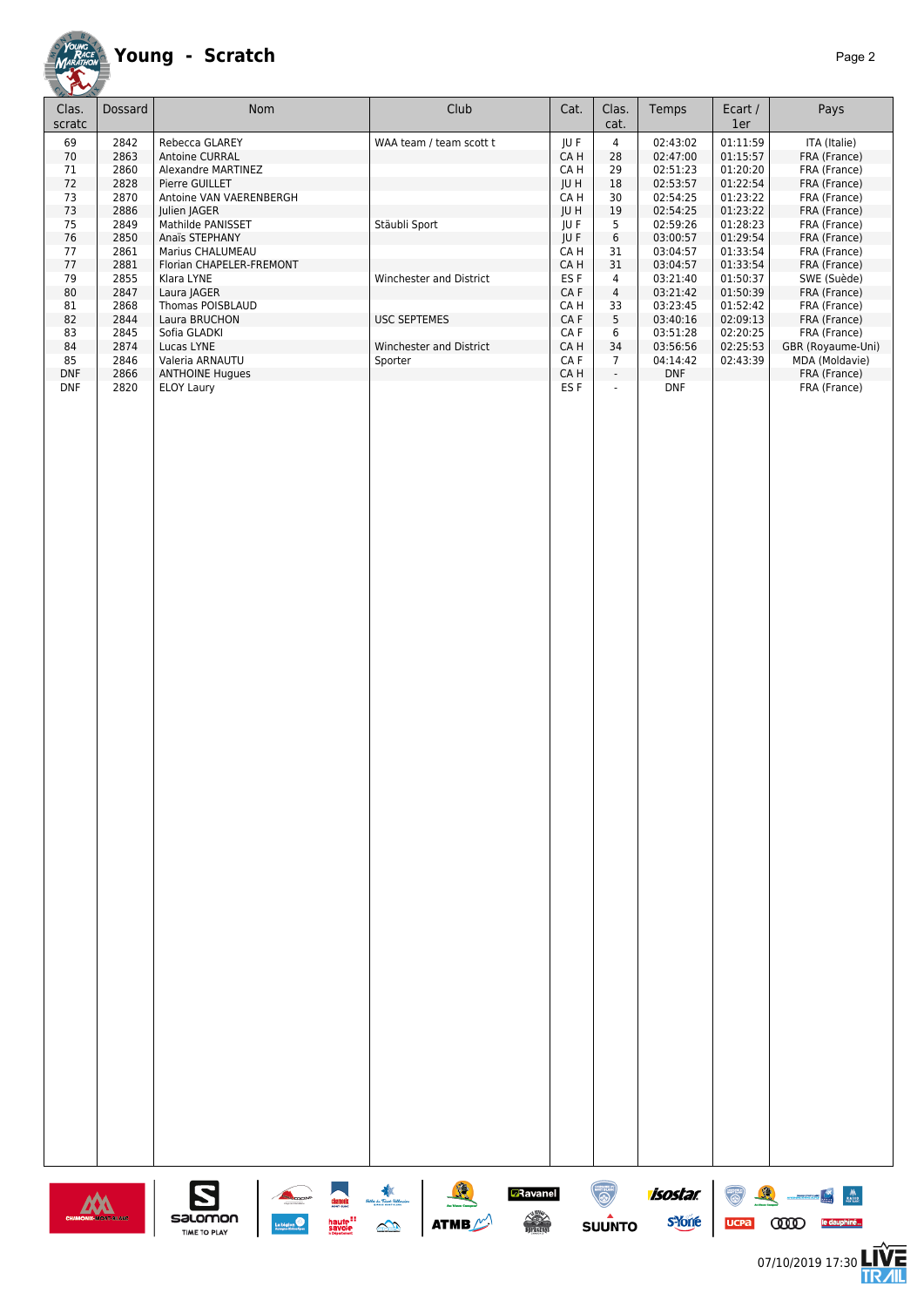# Young - Scratch

| Clas. scratc | Dossard | Nom | Club | Cat. | Clas. cat. | Temps | Ecart / 1er | Pays |
|---|---|---|---|---|---|---|---|---|
| 69 | 2842 | Rebecca GLAREY | WAA team / team scott t | JU F | 4 | 02:43:02 | 01:11:59 | ITA (Italie) |
| 70 | 2863 | Antoine CURRAL | | CA H | 28 | 02:47:00 | 01:15:57 | FRA (France) |
| 71 | 2860 | Alexandre MARTINEZ | | CA H | 29 | 02:51:23 | 01:20:20 | FRA (France) |
| 72 | 2828 | Pierre GUILLET | | JU H | 18 | 02:53:57 | 01:22:54 | FRA (France) |
| 73 | 2870 | Antoine VAN VAERENBERGH | | CA H | 30 | 02:54:25 | 01:23:22 | FRA (France) |
| 73 | 2886 | Julien JAGER | | JU H | 19 | 02:54:25 | 01:23:22 | FRA (France) |
| 75 | 2849 | Mathilde PANISSET | Stäubli Sport | JU F | 5 | 02:59:26 | 01:28:23 | FRA (France) |
| 76 | 2850 | Anaïs STEPHANY | | JU F | 6 | 03:00:57 | 01:29:54 | FRA (France) |
| 77 | 2861 | Marius CHALUMEAU | | CA H | 31 | 03:04:57 | 01:33:54 | FRA (France) |
| 77 | 2881 | Florian CHAPELER-FREMONT | | CA H | 31 | 03:04:57 | 01:33:54 | FRA (France) |
| 79 | 2855 | Klara LYNE | Winchester and District | ES F | 4 | 03:21:40 | 01:50:37 | SWE (Suède) |
| 80 | 2847 | Laura JAGER | | CA F | 4 | 03:21:42 | 01:50:39 | FRA (France) |
| 81 | 2868 | Thomas POISBLAUD | | CA H | 33 | 03:23:45 | 01:52:42 | FRA (France) |
| 82 | 2844 | Laura BRUCHON | USC SEPTEMES | CA F | 5 | 03:40:16 | 02:09:13 | FRA (France) |
| 83 | 2845 | Sofia GLADKI | | CA F | 6 | 03:51:28 | 02:20:25 | FRA (France) |
| 84 | 2874 | Lucas LYNE | Winchester and District | CA H | 34 | 03:56:56 | 02:25:53 | GBR (Royaume-Uni) |
| 85 | 2846 | Valeria ARNAUTU | Sporter | CA F | 7 | 04:14:42 | 02:43:39 | MDA (Moldavie) |
| DNF | 2866 | ANTHOINE Hugues | | CA H | - | DNF | | FRA (France) |
| DNF | 2820 | ELOY Laury | | ES F | - | DNF | | FRA (France) |

07/10/2019 17:30